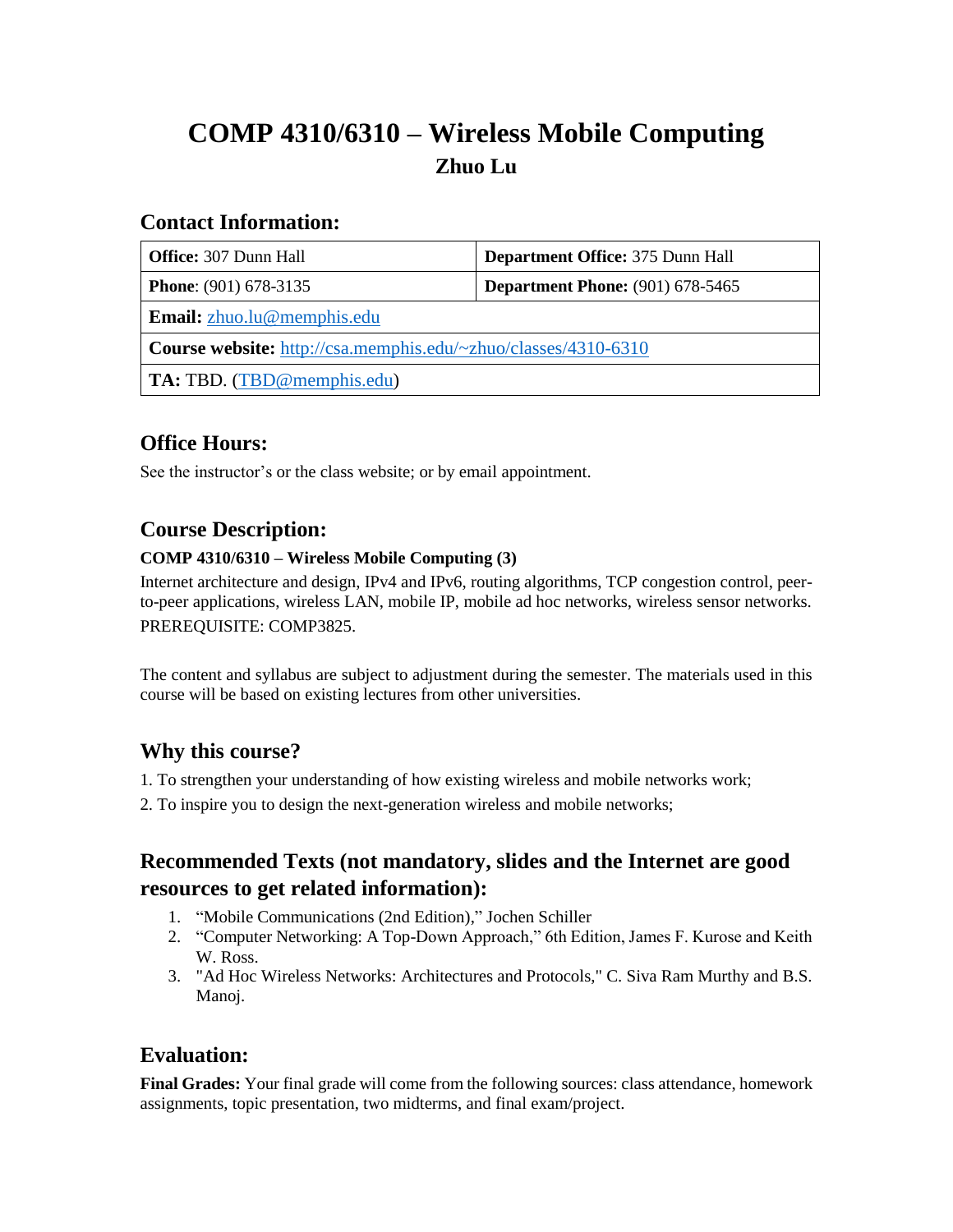# COMP 4310/6310 – Wireless Mobile Computing

**Zhuo Lu**

## Contact Information:

| **Office:** 307 Dunn Hall | **Department Office:** 375 Dunn Hall |
|---|---|
| **Phone**: (901) 678-3135 | **Department Phone:** (901) 678-5465 |
| **Email:** zhuo.lu@memphis.edu | |
| **Course website:** http://csa.memphis.edu/~zhuo/classes/4310-6310 | |
| **TA:** TBD. (TBD@memphis.edu) | |

## Office Hours:

See the instructor's or the class website; or by email appointment.

## Course Description:

**COMP 4310/6310 – Wireless Mobile Computing (3)**

Internet architecture and design, IPv4 and IPv6, routing algorithms, TCP congestion control, peer-to-peer applications, wireless LAN, mobile IP, mobile ad hoc networks, wireless sensor networks. PREREQUISITE: COMP3825.

The content and syllabus are subject to adjustment during the semester. The materials used in this course will be based on existing lectures from other universities.

## Why this course?

1. To strengthen your understanding of how existing wireless and mobile networks work;
2. To inspire you to design the next-generation wireless and mobile networks;

## Recommended Texts (not mandatory, slides and the Internet are good resources to get related information):

1. "Mobile Communications (2nd Edition)," Jochen Schiller
2. "Computer Networking: A Top-Down Approach," 6th Edition, James F. Kurose and Keith W. Ross.
3. "Ad Hoc Wireless Networks: Architectures and Protocols," C. Siva Ram Murthy and B.S. Manoj.

## Evaluation:

**Final Grades:** Your final grade will come from the following sources: class attendance, homework assignments, topic presentation, two midterms, and final exam/project.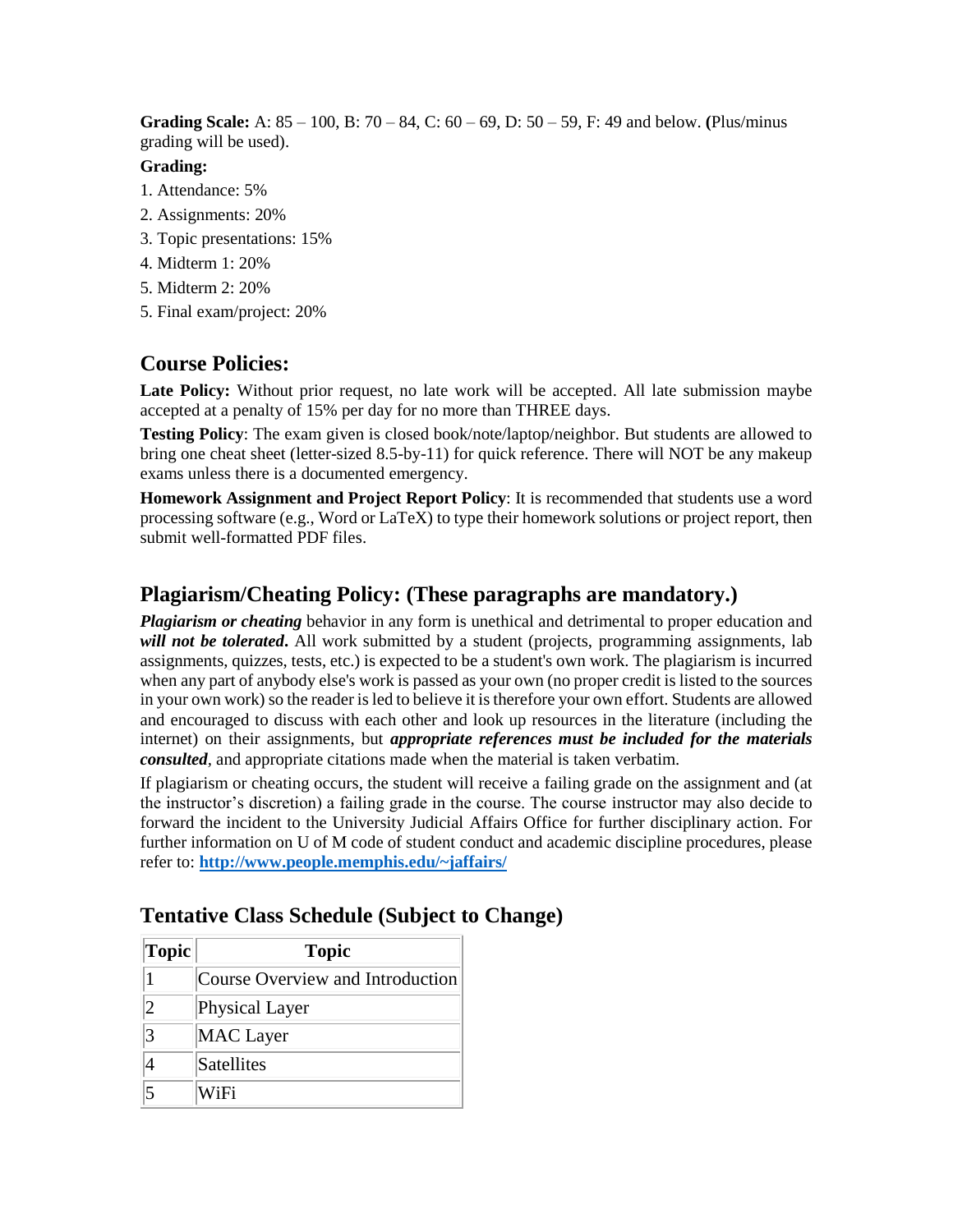**Grading Scale:** A: 85 – 100, B: 70 – 84, C: 60 – 69, D: 50 – 59, F: 49 and below. **(**Plus/minus grading will be used).

**Grading:**

1. Attendance: 5%
2. Assignments: 20%
3. Topic presentations: 15%
4. Midterm 1: 20%
5. Midterm 2: 20%
5. Final exam/project: 20%

## Course Policies:

**Late Policy:** Without prior request, no late work will be accepted. All late submission maybe accepted at a penalty of 15% per day for no more than THREE days.

**Testing Policy**: The exam given is closed book/note/laptop/neighbor. But students are allowed to bring one cheat sheet (letter-sized 8.5-by-11) for quick reference. There will NOT be any makeup exams unless there is a documented emergency.

**Homework Assignment and Project Report Policy**: It is recommended that students use a word processing software (e.g., Word or LaTeX) to type their homework solutions or project report, then submit well-formatted PDF files.

## Plagiarism/Cheating Policy: (These paragraphs are mandatory.)

***Plagiarism or cheating*** behavior in any form is unethical and detrimental to proper education and ***will not be tolerated*****.** All work submitted by a student (projects, programming assignments, lab assignments, quizzes, tests, etc.) is expected to be a student's own work. The plagiarism is incurred when any part of anybody else's work is passed as your own (no proper credit is listed to the sources in your own work) so the reader is led to believe it is therefore your own effort. Students are allowed and encouraged to discuss with each other and look up resources in the literature (including the internet) on their assignments, but ***appropriate references must be included for the materials consulted***, and appropriate citations made when the material is taken verbatim.

If plagiarism or cheating occurs, the student will receive a failing grade on the assignment and (at the instructor's discretion) a failing grade in the course. The course instructor may also decide to forward the incident to the University Judicial Affairs Office for further disciplinary action. For further information on U of M code of student conduct and academic discipline procedures, please refer to: **http://www.people.memphis.edu/~jaffairs/**

## Tentative Class Schedule (Subject to Change)

| Topic | Topic |
|---|---|
| 1 | Course Overview and Introduction |
| 2 | Physical Layer |
| 3 | MAC Layer |
| 4 | Satellites |
| 5 | WiFi |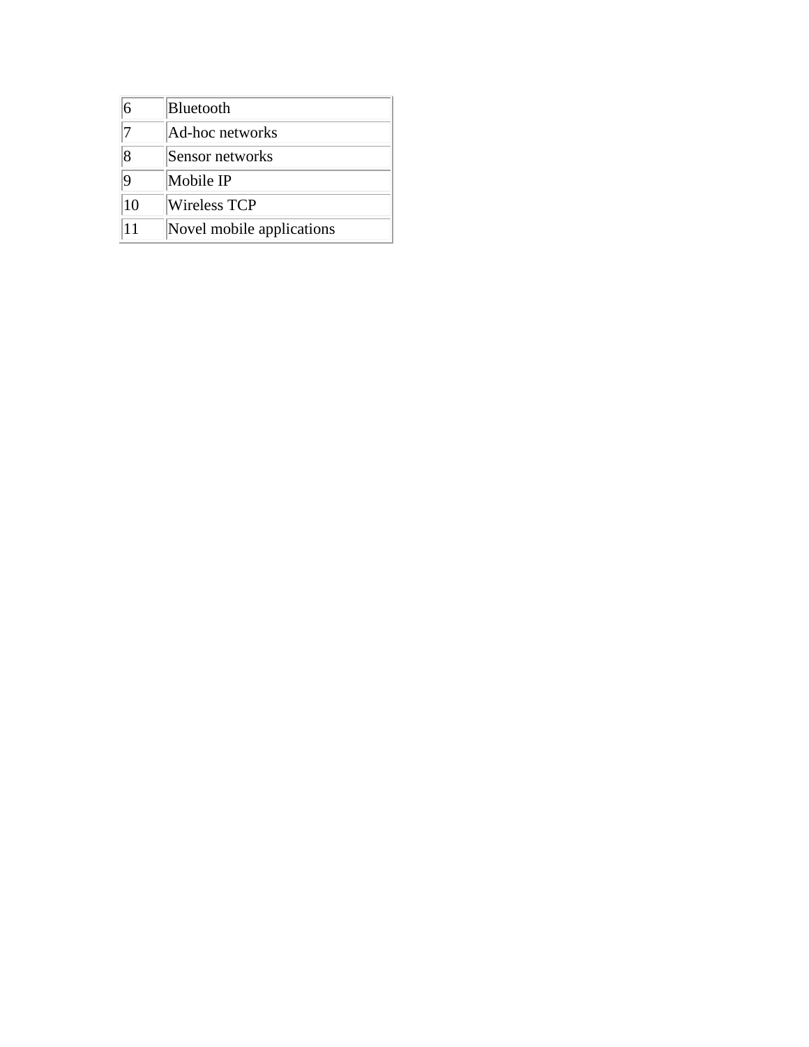| | |
|---|---|
| 6 | Bluetooth |
| 7 | Ad-hoc networks |
| 8 | Sensor networks |
| 9 | Mobile IP |
| 10 | Wireless TCP |
| 11 | Novel mobile applications |